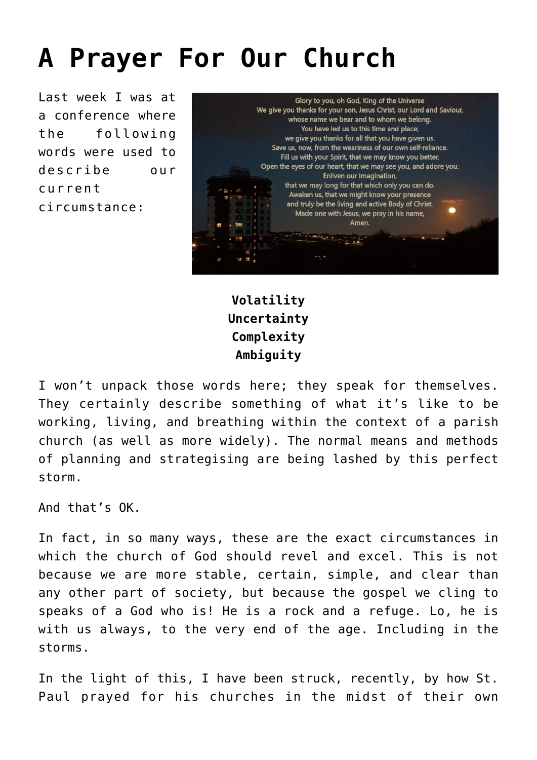# A Prayer For Our Church

Last week I was at a conference where the following words were used to describe our current circumstance:

Glory to you, oh God, King of the Universe
We give you thanks for your son, Jesus Christ, our Lord and Saviour,
whose name we bear and to whom we belong.
You have led us to this time and place;
we give you thanks for all that you have given us.
Save us, now, from the weariness of our own self-reliance.
Fill us with your Spirit, that we may know you better.
Open the eyes of our heart, that we may see you, and adore you.
Enliven our imagination,
that we may long for that which only you can do.
Awaken us, that we might know your presence
and truly be the living and active Body of Christ.
Made one with Jesus, we pray in his name,
Amen.

**Volatility**
**Uncertainty**
**Complexity**
**Ambiguity**

I won't unpack those words here; they speak for themselves. They certainly describe something of what it's like to be working, living, and breathing within the context of a parish church (as well as more widely). The normal means and methods of planning and strategising are being lashed by this perfect storm.

And that's OK.

In fact, in so many ways, these are the exact circumstances in which the church of God should revel and excel. This is not because we are more stable, certain, simple, and clear than any other part of society, but because the gospel we cling to speaks of a God who is! He is a rock and a refuge. Lo, he is with us always, to the very end of the age. Including in the storms.

In the light of this, I have been struck, recently, by how St. Paul prayed for his churches in the midst of their own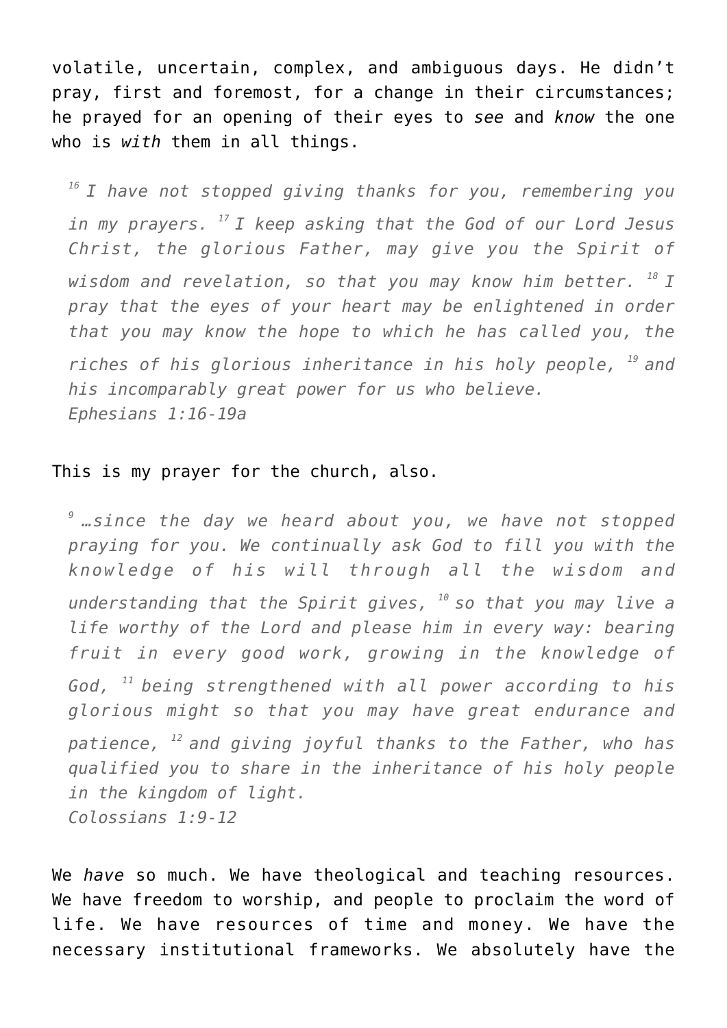volatile, uncertain, complex, and ambiguous days. He didn't pray, first and foremost, for a change in their circumstances; he prayed for an opening of their eyes to *see* and *know* the one who is *with* them in all things.

> *[16] I have not stopped giving thanks for you, remembering you in my prayers. [17] I keep asking that the God of our Lord Jesus Christ, the glorious Father, may give you the Spirit of wisdom and revelation, so that you may know him better. [18] I pray that the eyes of your heart may be enlightened in order that you may know the hope to which he has called you, the riches of his glorious inheritance in his holy people, [19] and his incomparably great power for us who believe.*
> *Ephesians 1:16-19a*

This is my prayer for the church, also.

> *[9] …since the day we heard about you, we have not stopped praying for you. We continually ask God to fill you with the knowledge of his will through all the wisdom and understanding that the Spirit gives, [10] so that you may live a life worthy of the Lord and please him in every way: bearing fruit in every good work, growing in the knowledge of God, [11] being strengthened with all power according to his glorious might so that you may have great endurance and patience, [12] and giving joyful thanks to the Father, who has qualified you to share in the inheritance of his holy people in the kingdom of light.*
> *Colossians 1:9-12*

We *have* so much. We have theological and teaching resources. We have freedom to worship, and people to proclaim the word of life. We have resources of time and money. We have the necessary institutional frameworks. We absolutely have the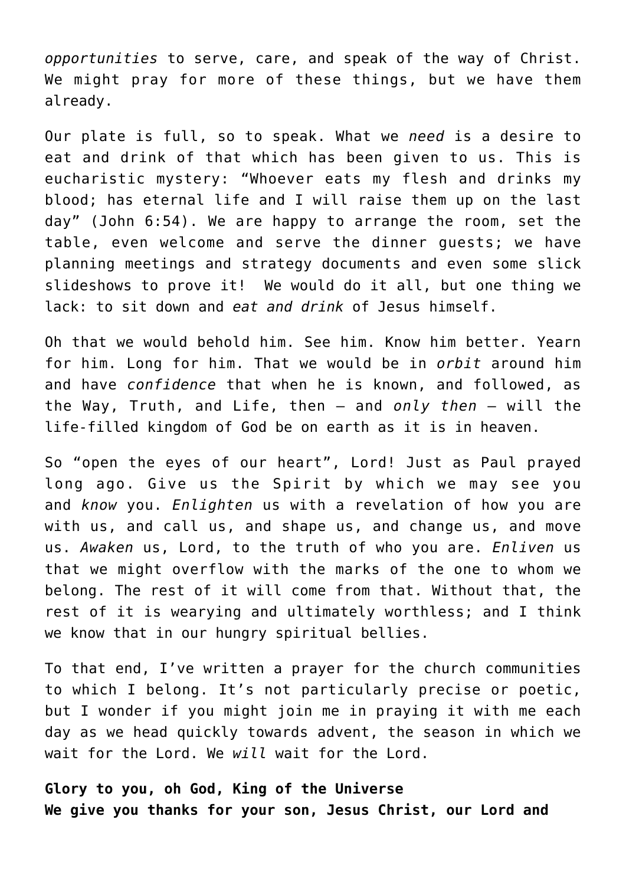*opportunities* to serve, care, and speak of the way of Christ. We might pray for more of these things, but we have them already.

Our plate is full, so to speak. What we *need* is a desire to eat and drink of that which has been given to us. This is eucharistic mystery: “Whoever eats my flesh and drinks my blood; has eternal life and I will raise them up on the last day” (John 6:54). We are happy to arrange the room, set the table, even welcome and serve the dinner guests; we have planning meetings and strategy documents and even some slick slideshows to prove it!  We would do it all, but one thing we lack: to sit down and *eat and drink* of Jesus himself.

Oh that we would behold him. See him. Know him better. Yearn for him. Long for him. That we would be in *orbit* around him and have *confidence* that when he is known, and followed, as the Way, Truth, and Life, then – and *only then* – will the life-filled kingdom of God be on earth as it is in heaven.

So “open the eyes of our heart”, Lord! Just as Paul prayed long ago. Give us the Spirit by which we may see you and *know* you. *Enlighten* us with a revelation of how you are with us, and call us, and shape us, and change us, and move us. *Awaken* us, Lord, to the truth of who you are. *Enliven* us that we might overflow with the marks of the one to whom we belong. The rest of it will come from that. Without that, the rest of it is wearying and ultimately worthless; and I think we know that in our hungry spiritual bellies.

To that end, I’ve written a prayer for the church communities to which I belong. It’s not particularly precise or poetic, but I wonder if you might join me in praying it with me each day as we head quickly towards advent, the season in which we wait for the Lord. We *will* wait for the Lord.

**Glory to you, oh God, King of the Universe**
**We give you thanks for your son, Jesus Christ, our Lord and**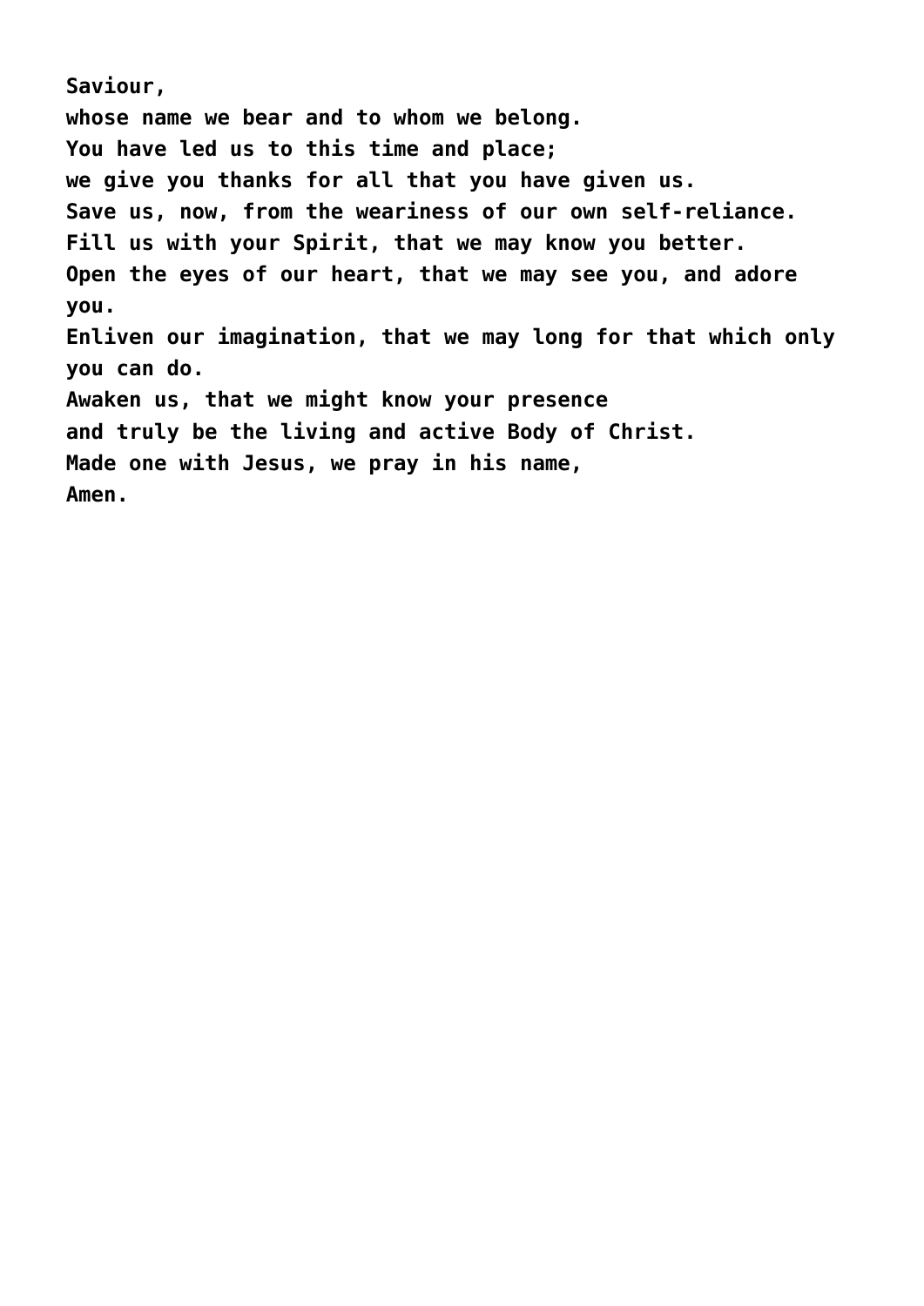**Saviour,**
**whose name we bear and to whom we belong.**
**You have led us to this time and place;**
**we give you thanks for all that you have given us.**
**Save us, now, from the weariness of our own self-reliance.**
**Fill us with your Spirit, that we may know you better.**
**Open the eyes of our heart, that we may see you, and adore you.**
**Enliven our imagination, that we may long for that which only you can do.**
**Awaken us, that we might know your presence**
**and truly be the living and active Body of Christ.**
**Made one with Jesus, we pray in his name,**
**Amen.**